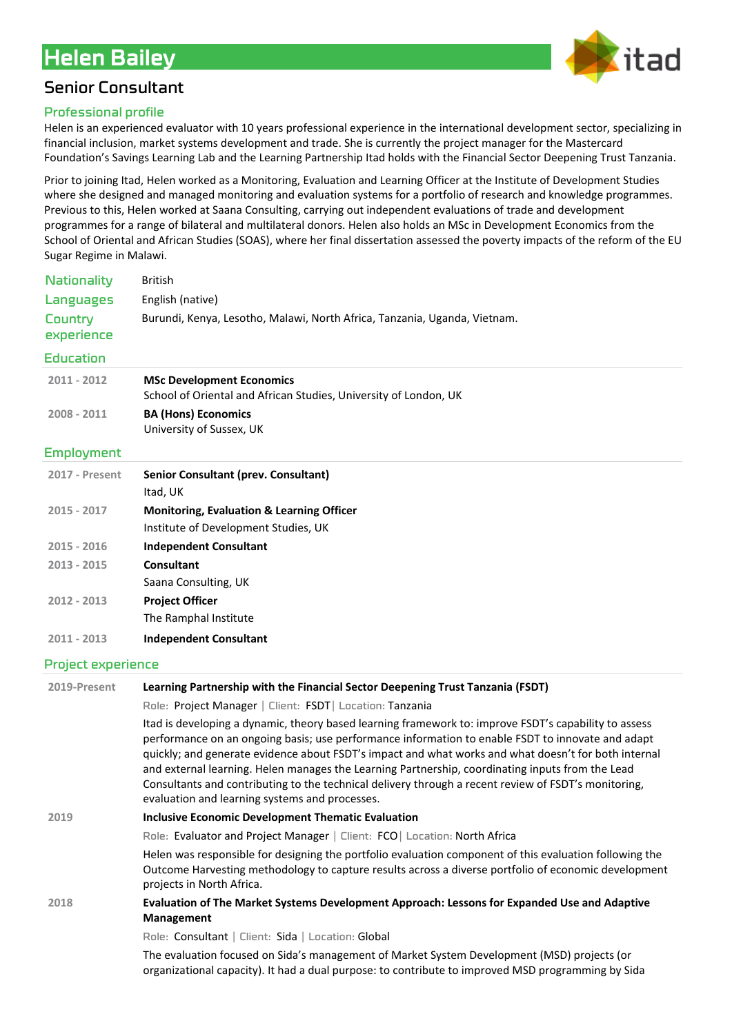# Helen Bailey

## Senior Consultant

### Professional profile

Helen is an experienced evaluator with 10 years professional experience in the international development sector, specializing in financial inclusion, market systems development and trade. She is currently the project manager for the Mastercard Foundation's Savings Learning Lab and the Learning Partnership Itad holds with the Financial Sector Deepening Trust Tanzania.

Prior to joining Itad, Helen worked as a Monitoring, Evaluation and Learning Officer at the Institute of Development Studies where she designed and managed monitoring and evaluation systems for a portfolio of research and knowledge programmes. Previous to this, Helen worked at Saana Consulting, carrying out independent evaluations of trade and development programmes for a range of bilateral and multilateral donors. Helen also holds an MSc in Development Economics from the School of Oriental and African Studies (SOAS), where her final dissertation assessed the poverty impacts of the reform of the EU Sugar Regime in Malawi.

| | |
|---|---|
| **Nationality** | British |
| **Languages** | English (native) |
| **Country experience** | Burundi, Kenya, Lesotho, Malawi, North Africa, Tanzania, Uganda, Vietnam. |

### Education

| | |
|---|---|
| 2011 - 2012 | **MSc Development Economics**<br>School of Oriental and African Studies, University of London, UK |
| 2008 - 2011 | **BA (Hons) Economics**<br>University of Sussex, UK |

### Employment

| | |
|---|---|
| 2017 - Present | **Senior Consultant (prev. Consultant)**<br>Itad, UK |
| 2015 - 2017 | **Monitoring, Evaluation & Learning Officer**<br>Institute of Development Studies, UK |
| 2015 - 2016 | **Independent Consultant** |
| 2013 - 2015 | **Consultant**<br>Saana Consulting, UK |
| 2012 - 2013 | **Project Officer**<br>The Ramphal Institute |
| 2011 - 2013 | **Independent Consultant** |

### Project experience

**2019-Present — Learning Partnership with the Financial Sector Deepening Trust Tanzania (FSDT)**

Role: Project Manager | Client: FSDT | Location: Tanzania

Itad is developing a dynamic, theory based learning framework to: improve FSDT's capability to assess performance on an ongoing basis; use performance information to enable FSDT to innovate and adapt quickly; and generate evidence about FSDT's impact and what works and what doesn't for both internal and external learning. Helen manages the Learning Partnership, coordinating inputs from the Lead Consultants and contributing to the technical delivery through a recent review of FSDT's monitoring, evaluation and learning systems and processes.

**2019 — Inclusive Economic Development Thematic Evaluation**

Role: Evaluator and Project Manager | Client: FCO | Location: North Africa

Helen was responsible for designing the portfolio evaluation component of this evaluation following the Outcome Harvesting methodology to capture results across a diverse portfolio of economic development projects in North Africa.

**2018 — Evaluation of The Market Systems Development Approach: Lessons for Expanded Use and Adaptive Management**

Role: Consultant | Client: Sida | Location: Global

The evaluation focused on Sida's management of Market System Development (MSD) projects (or organizational capacity). It had a dual purpose: to contribute to improved MSD programming by Sida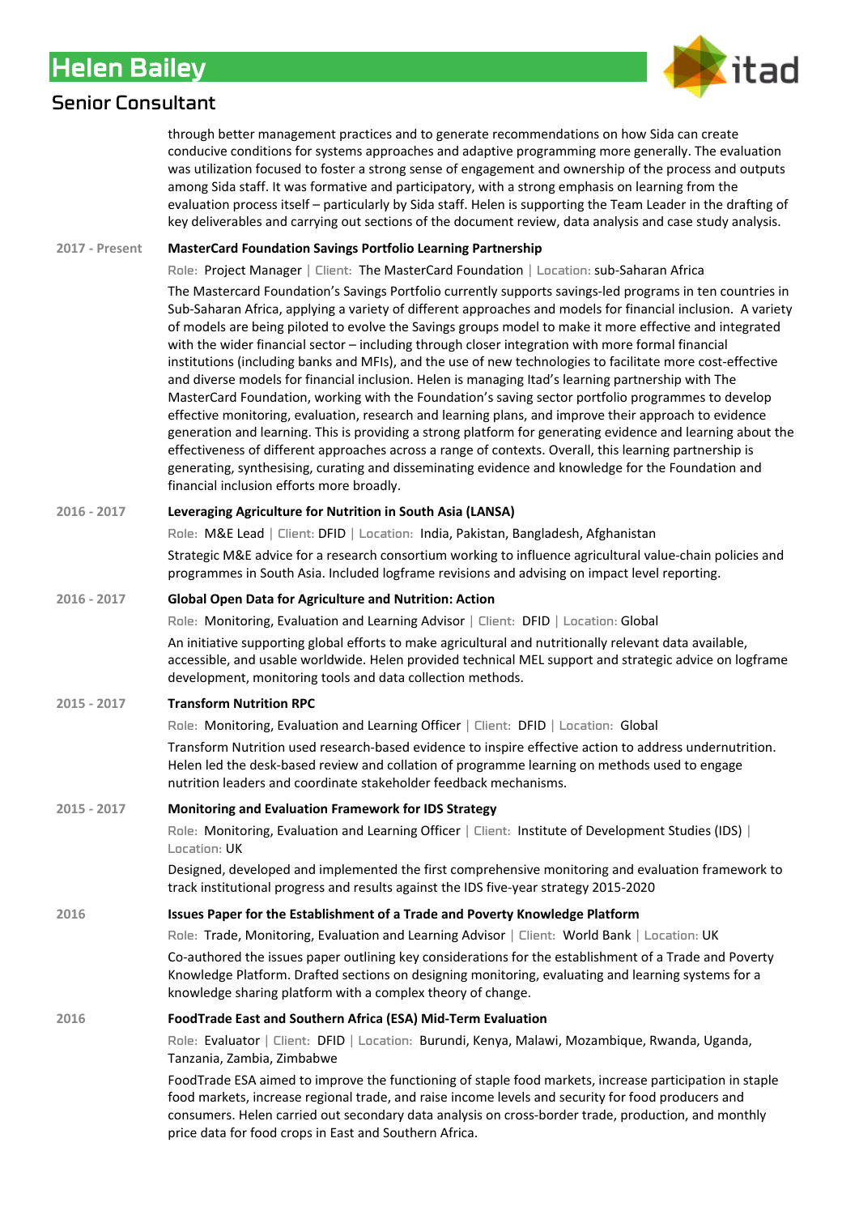through better management practices and to generate recommendations on how Sida can create conducive conditions for systems approaches and adaptive programming more generally. The evaluation was utilization focused to foster a strong sense of engagement and ownership of the process and outputs among Sida staff. It was formative and participatory, with a strong emphasis on learning from the evaluation process itself – particularly by Sida staff. Helen is supporting the Team Leader in the drafting of key deliverables and carrying out sections of the document review, data analysis and case study analysis.

**2017 - Present** — **MasterCard Foundation Savings Portfolio Learning Partnership**

Role: Project Manager | Client: The MasterCard Foundation | Location: sub-Saharan Africa

The Mastercard Foundation's Savings Portfolio currently supports savings-led programs in ten countries in Sub-Saharan Africa, applying a variety of different approaches and models for financial inclusion. A variety of models are being piloted to evolve the Savings groups model to make it more effective and integrated with the wider financial sector – including through closer integration with more formal financial institutions (including banks and MFIs), and the use of new technologies to facilitate more cost-effective and diverse models for financial inclusion. Helen is managing Itad's learning partnership with The MasterCard Foundation, working with the Foundation's saving sector portfolio programmes to develop effective monitoring, evaluation, research and learning plans, and improve their approach to evidence generation and learning. This is providing a strong platform for generating evidence and learning about the effectiveness of different approaches across a range of contexts. Overall, this learning partnership is generating, synthesising, curating and disseminating evidence and knowledge for the Foundation and financial inclusion efforts more broadly.

**2016 - 2017** — **Leveraging Agriculture for Nutrition in South Asia (LANSA)**

Role: M&E Lead | Client: DFID | Location: India, Pakistan, Bangladesh, Afghanistan

Strategic M&E advice for a research consortium working to influence agricultural value-chain policies and programmes in South Asia. Included logframe revisions and advising on impact level reporting.

**2016 - 2017** — **Global Open Data for Agriculture and Nutrition: Action**

Role: Monitoring, Evaluation and Learning Advisor | Client: DFID | Location: Global

An initiative supporting global efforts to make agricultural and nutritionally relevant data available, accessible, and usable worldwide. Helen provided technical MEL support and strategic advice on logframe development, monitoring tools and data collection methods.

**2015 - 2017** — **Transform Nutrition RPC**

Role: Monitoring, Evaluation and Learning Officer | Client: DFID | Location: Global

Transform Nutrition used research-based evidence to inspire effective action to address undernutrition. Helen led the desk-based review and collation of programme learning on methods used to engage nutrition leaders and coordinate stakeholder feedback mechanisms.

**2015 - 2017** — **Monitoring and Evaluation Framework for IDS Strategy**

Role: Monitoring, Evaluation and Learning Officer | Client: Institute of Development Studies (IDS) | Location: UK

Designed, developed and implemented the first comprehensive monitoring and evaluation framework to track institutional progress and results against the IDS five-year strategy 2015-2020

**2016** — **Issues Paper for the Establishment of a Trade and Poverty Knowledge Platform**

Role: Trade, Monitoring, Evaluation and Learning Advisor | Client: World Bank | Location: UK

Co-authored the issues paper outlining key considerations for the establishment of a Trade and Poverty Knowledge Platform. Drafted sections on designing monitoring, evaluating and learning systems for a knowledge sharing platform with a complex theory of change.

**2016** — **FoodTrade East and Southern Africa (ESA) Mid-Term Evaluation**

Role: Evaluator | Client: DFID | Location: Burundi, Kenya, Malawi, Mozambique, Rwanda, Uganda, Tanzania, Zambia, Zimbabwe

FoodTrade ESA aimed to improve the functioning of staple food markets, increase participation in staple food markets, increase regional trade, and raise income levels and security for food producers and consumers. Helen carried out secondary data analysis on cross-border trade, production, and monthly price data for food crops in East and Southern Africa.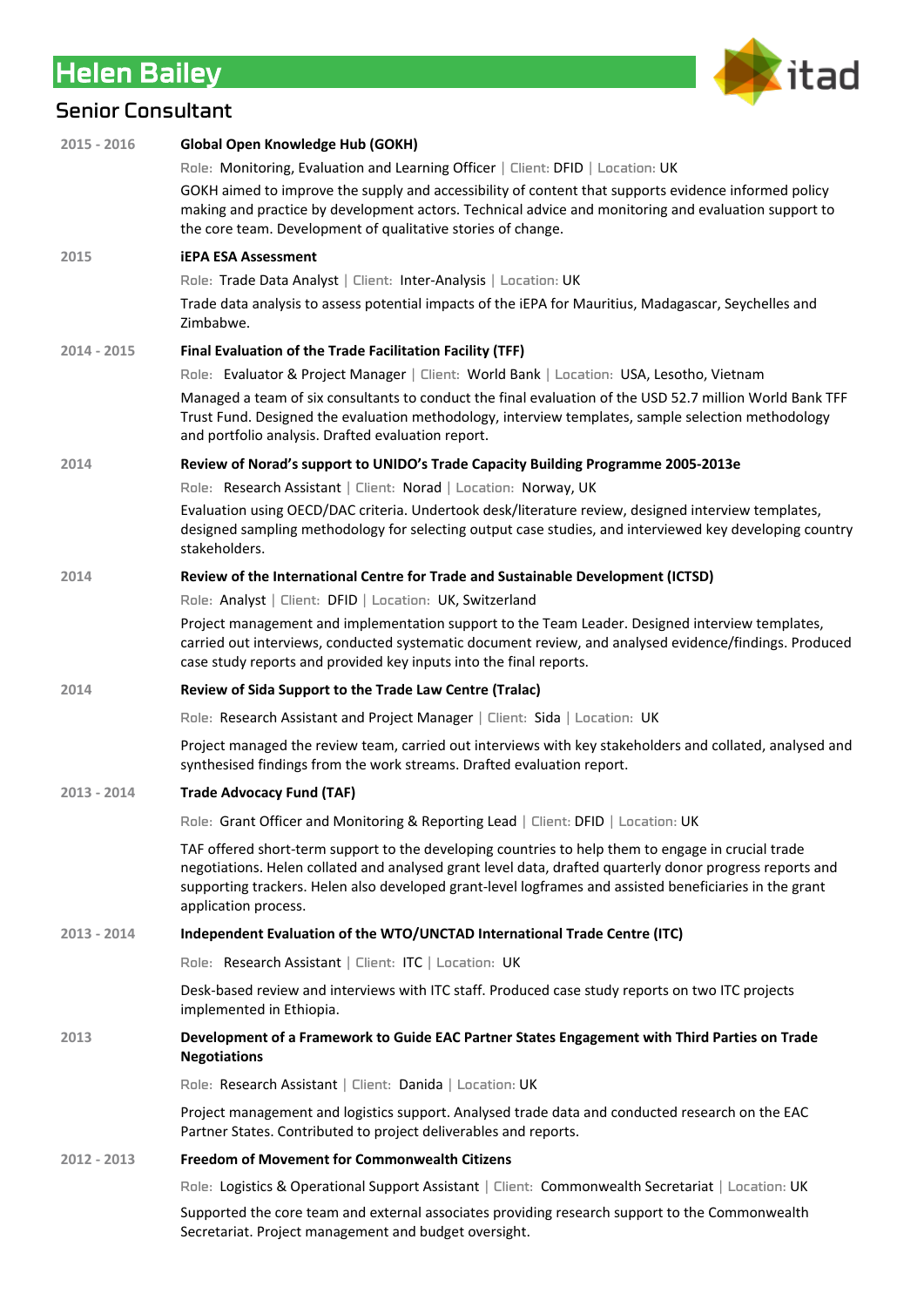# Helen Bailey

## Senior Consultant

**2015 - 2016** **Global Open Knowledge Hub (GOKH)**

Role: Monitoring, Evaluation and Learning Officer | Client: DFID | Location: UK

GOKH aimed to improve the supply and accessibility of content that supports evidence informed policy making and practice by development actors. Technical advice and monitoring and evaluation support to the core team. Development of qualitative stories of change.

**2015** **iEPA ESA Assessment**

Role: Trade Data Analyst | Client: Inter-Analysis | Location: UK

Trade data analysis to assess potential impacts of the iEPA for Mauritius, Madagascar, Seychelles and Zimbabwe.

**2014 - 2015** **Final Evaluation of the Trade Facilitation Facility (TFF)**

Role: Evaluator & Project Manager | Client: World Bank | Location: USA, Lesotho, Vietnam

Managed a team of six consultants to conduct the final evaluation of the USD 52.7 million World Bank TFF Trust Fund. Designed the evaluation methodology, interview templates, sample selection methodology and portfolio analysis. Drafted evaluation report.

**2014** **Review of Norad's support to UNIDO's Trade Capacity Building Programme 2005-2013e**

Role: Research Assistant | Client: Norad | Location: Norway, UK

Evaluation using OECD/DAC criteria. Undertook desk/literature review, designed interview templates, designed sampling methodology for selecting output case studies, and interviewed key developing country stakeholders.

**2014** **Review of the International Centre for Trade and Sustainable Development (ICTSD)**

Role: Analyst | Client: DFID | Location: UK, Switzerland

Project management and implementation support to the Team Leader. Designed interview templates, carried out interviews, conducted systematic document review, and analysed evidence/findings. Produced case study reports and provided key inputs into the final reports.

**2014** **Review of Sida Support to the Trade Law Centre (Tralac)**

Role: Research Assistant and Project Manager | Client: Sida | Location: UK

Project managed the review team, carried out interviews with key stakeholders and collated, analysed and synthesised findings from the work streams. Drafted evaluation report.

**2013 - 2014** **Trade Advocacy Fund (TAF)**

Role: Grant Officer and Monitoring & Reporting Lead | Client: DFID | Location: UK

TAF offered short-term support to the developing countries to help them to engage in crucial trade negotiations. Helen collated and analysed grant level data, drafted quarterly donor progress reports and supporting trackers. Helen also developed grant-level logframes and assisted beneficiaries in the grant application process.

**2013 - 2014** **Independent Evaluation of the WTO/UNCTAD International Trade Centre (ITC)**

Role: Research Assistant | Client: ITC | Location: UK

Desk-based review and interviews with ITC staff. Produced case study reports on two ITC projects implemented in Ethiopia.

**2013** **Development of a Framework to Guide EAC Partner States Engagement with Third Parties on Trade Negotiations**

Role: Research Assistant | Client: Danida | Location: UK

Project management and logistics support. Analysed trade data and conducted research on the EAC Partner States. Contributed to project deliverables and reports.

**2012 - 2013** **Freedom of Movement for Commonwealth Citizens**

Role: Logistics & Operational Support Assistant | Client: Commonwealth Secretariat | Location: UK

Supported the core team and external associates providing research support to the Commonwealth Secretariat. Project management and budget oversight.